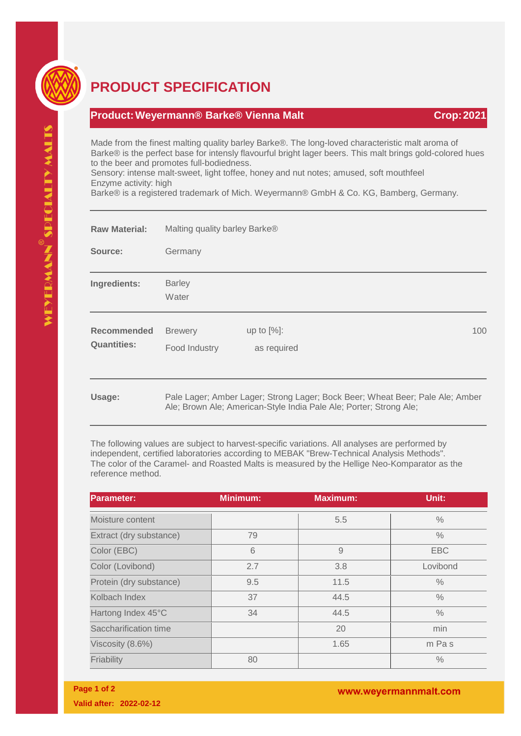# PRODUCT SPECIFICATION

**Product: Weyermann® Barke® Vienna Malt** **Crop: 2021**

Made from the finest malting quality barley Barke®. The long-loved characteristic malt aroma of Barke® is the perfect base for intensly flavourful bright lager beers. This malt brings gold-colored hues to the beer and promotes full-bodiedness.
Sensory: intense malt-sweet, light toffee, honey and nut notes; amused, soft mouthfeel
Enzyme activity: high
Barke® is a registered trademark of Mich. Weyermann® GmbH & Co. KG, Bamberg, Germany.

**Raw Material:** Malting quality barley Barke®

**Source:** Germany

**Ingredients:** Barley
Water

**Recommended Quantities:**

| | | |
|---|---|---|
| Brewery | up to [%]: | 100 |
| Food Industry | as required | |

**Usage:** Pale Lager; Amber Lager; Strong Lager; Bock Beer; Wheat Beer; Pale Ale; Amber Ale; Brown Ale; American-Style India Pale Ale; Porter; Strong Ale;

The following values are subject to harvest-specific variations. All analyses are performed by independent, certified laboratories according to MEBAK "Brew-Technical Analysis Methods". The color of the Caramel- and Roasted Malts is measured by the Hellige Neo-Komparator as the reference method.

| Parameter: | Minimum: | Maximum: | Unit: |
|---|---|---|---|
| Moisture content | | 5.5 | % |
| Extract (dry substance) | 79 | | % |
| Color (EBC) | 6 | 9 | EBC |
| Color (Lovibond) | 2.7 | 3.8 | Lovibond |
| Protein (dry substance) | 9.5 | 11.5 | % |
| Kolbach Index | 37 | 44.5 | % |
| Hartong Index 45°C | 34 | 44.5 | % |
| Saccharification time | | 20 | min |
| Viscosity (8.6%) | | 1.65 | m Pa s |
| Friability | 80 | | % |

Valid after: 2022-02-12

www.weyermannmalt.com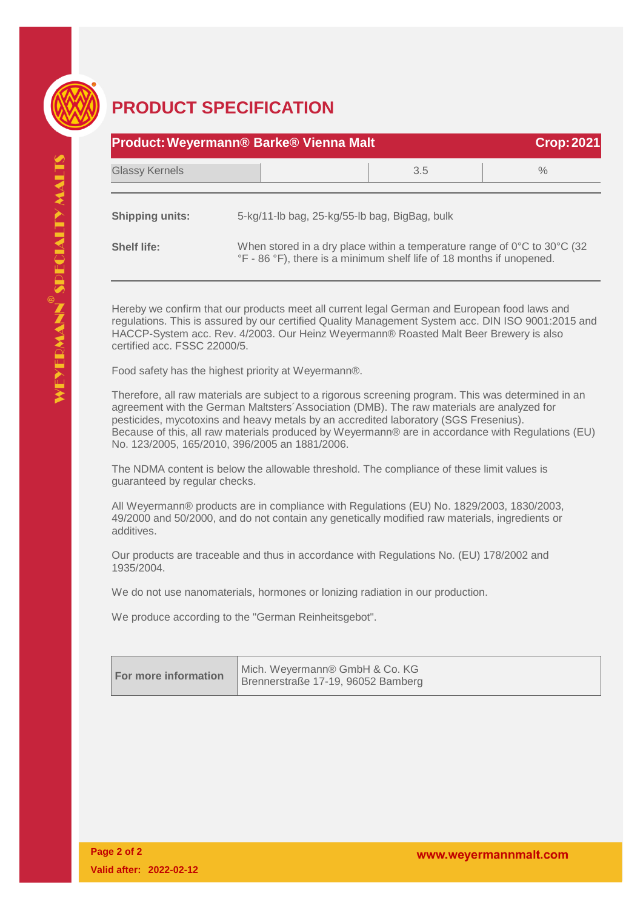# PRODUCT SPECIFICATION

| Product: Weyermann® Barke® Vienna Malt | | | Crop: 2021 |
|---|---|---|---|
| Glassy Kernels | | 3.5 | % |

**Shipping units:** 5-kg/11-lb bag, 25-kg/55-lb bag, BigBag, bulk

**Shelf life:** When stored in a dry place within a temperature range of 0°C to 30°C (32 °F - 86 °F), there is a minimum shelf life of 18 months if unopened.

Hereby we confirm that our products meet all current legal German and European food laws and regulations. This is assured by our certified Quality Management System acc. DIN ISO 9001:2015 and HACCP-System acc. Rev. 4/2003. Our Heinz Weyermann® Roasted Malt Beer Brewery is also certified acc. FSSC 22000/5.

Food safety has the highest priority at Weyermann®.

Therefore, all raw materials are subject to a rigorous screening program. This was determined in an agreement with the German Maltsters´Association (DMB). The raw materials are analyzed for pesticides, mycotoxins and heavy metals by an accredited laboratory (SGS Fresenius). Because of this, all raw materials produced by Weyermann® are in accordance with Regulations (EU) No. 123/2005, 165/2010, 396/2005 an 1881/2006.

The NDMA content is below the allowable threshold. The compliance of these limit values is guaranteed by regular checks.

All Weyermann® products are in compliance with Regulations (EU) No. 1829/2003, 1830/2003, 49/2000 and 50/2000, and do not contain any genetically modified raw materials, ingredients or additives.

Our products are traceable and thus in accordance with Regulations No. (EU) 178/2002 and 1935/2004.

We do not use nanomaterials, hormones or Ionizing radiation in our production.

We produce according to the "German Reinheitsgebot".

| | |
|---|---|
| **For more information** | Mich. Weyermann® GmbH & Co. KG<br>Brennerstraße 17-19, 96052 Bamberg |

Valid after: 2022-02-12

www.weyermannmalt.com